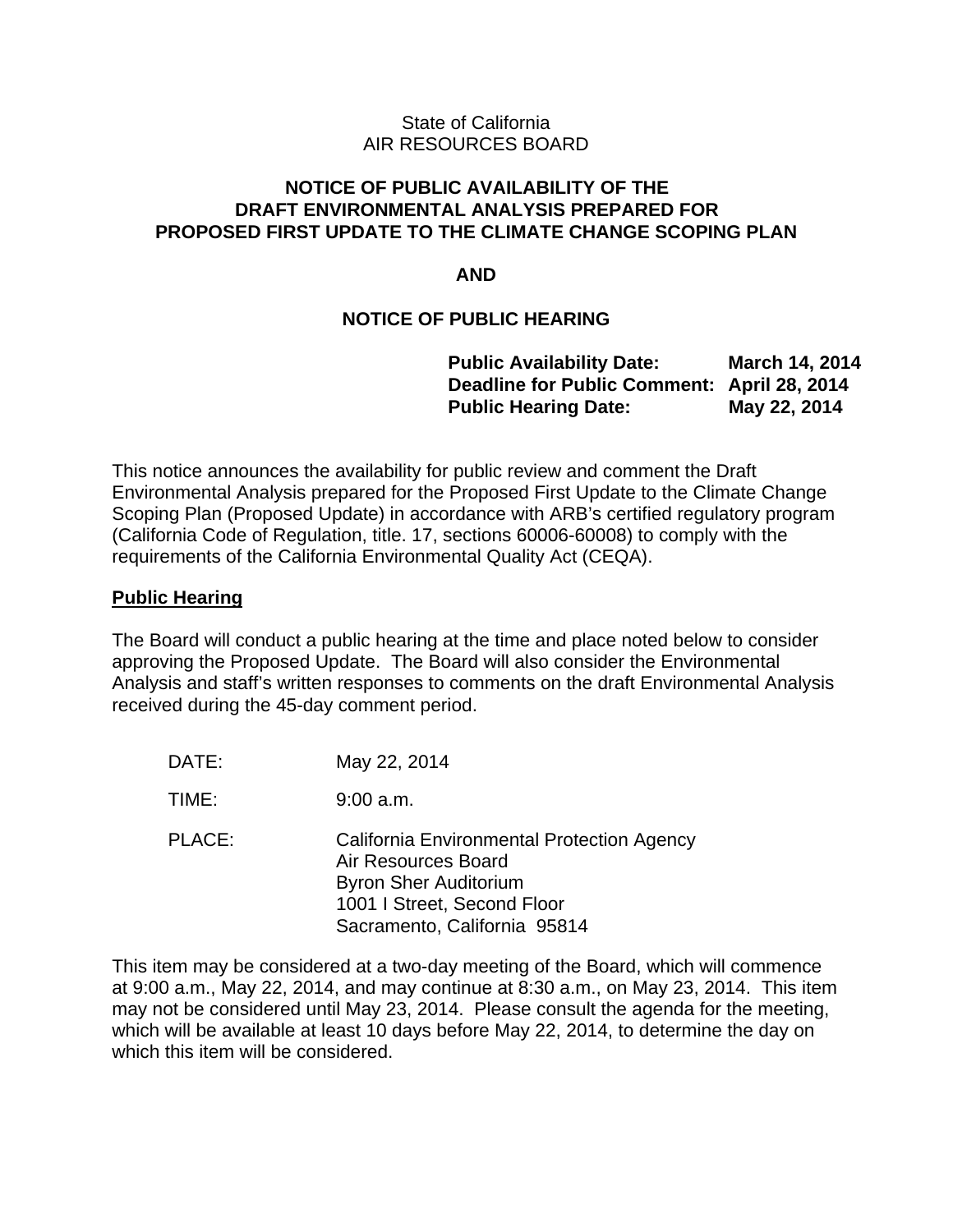State of California
AIR RESOURCES BOARD

# NOTICE OF PUBLIC AVAILABILITY OF THE DRAFT ENVIRONMENTAL ANALYSIS PREPARED FOR PROPOSED FIRST UPDATE TO THE CLIMATE CHANGE SCOPING PLAN

**AND**

# NOTICE OF PUBLIC HEARING

| | |
|---|---|
| **Public Availability Date:** | **March 14, 2014** |
| **Deadline for Public Comment:** | **April 28, 2014** |
| **Public Hearing Date:** | **May 22, 2014** |

This notice announces the availability for public review and comment the Draft Environmental Analysis prepared for the Proposed First Update to the Climate Change Scoping Plan (Proposed Update) in accordance with ARB's certified regulatory program (California Code of Regulation, title. 17, sections 60006-60008) to comply with the requirements of the California Environmental Quality Act (CEQA).

## Public Hearing

The Board will conduct a public hearing at the time and place noted below to consider approving the Proposed Update. The Board will also consider the Environmental Analysis and staff's written responses to comments on the draft Environmental Analysis received during the 45-day comment period.

| | |
|---|---|
| DATE: | May 22, 2014 |
| TIME: | 9:00 a.m. |
| PLACE: | California Environmental Protection Agency<br>Air Resources Board<br>Byron Sher Auditorium<br>1001 I Street, Second Floor<br>Sacramento, California 95814 |

This item may be considered at a two-day meeting of the Board, which will commence at 9:00 a.m., May 22, 2014, and may continue at 8:30 a.m., on May 23, 2014. This item may not be considered until May 23, 2014. Please consult the agenda for the meeting, which will be available at least 10 days before May 22, 2014, to determine the day on which this item will be considered.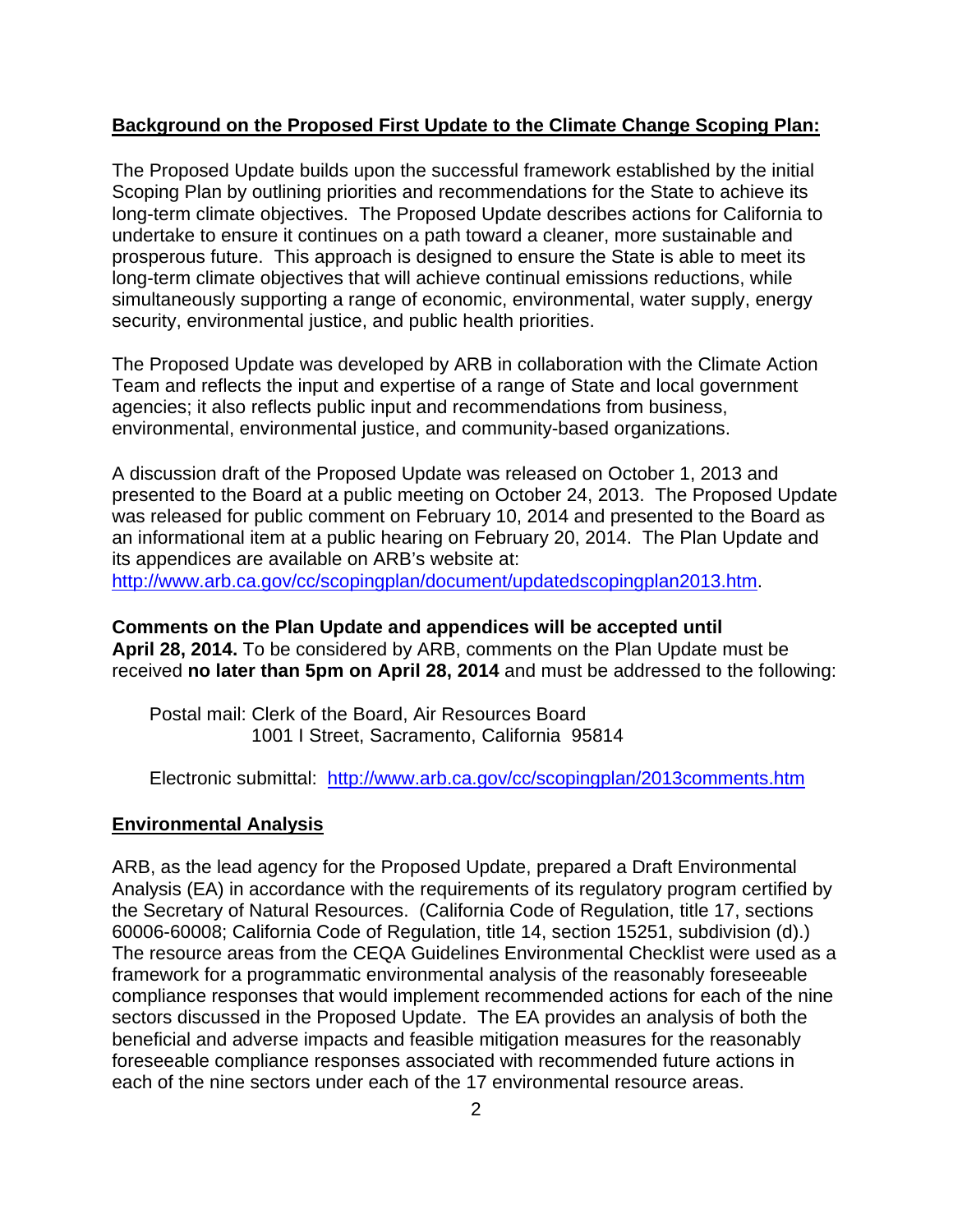**Background on the Proposed First Update to the Climate Change Scoping Plan:**

The Proposed Update builds upon the successful framework established by the initial Scoping Plan by outlining priorities and recommendations for the State to achieve its long-term climate objectives. The Proposed Update describes actions for California to undertake to ensure it continues on a path toward a cleaner, more sustainable and prosperous future. This approach is designed to ensure the State is able to meet its long-term climate objectives that will achieve continual emissions reductions, while simultaneously supporting a range of economic, environmental, water supply, energy security, environmental justice, and public health priorities.

The Proposed Update was developed by ARB in collaboration with the Climate Action Team and reflects the input and expertise of a range of State and local government agencies; it also reflects public input and recommendations from business, environmental, environmental justice, and community-based organizations.

A discussion draft of the Proposed Update was released on October 1, 2013 and presented to the Board at a public meeting on October 24, 2013. The Proposed Update was released for public comment on February 10, 2014 and presented to the Board as an informational item at a public hearing on February 20, 2014. The Plan Update and its appendices are available on ARB's website at: http://www.arb.ca.gov/cc/scopingplan/document/updatedscopingplan2013.htm.

**Comments on the Plan Update and appendices will be accepted until April 28, 2014.** To be considered by ARB, comments on the Plan Update must be received **no later than 5pm on April 28, 2014** and must be addressed to the following:

Postal mail: Clerk of the Board, Air Resources Board
1001 I Street, Sacramento, California 95814

Electronic submittal: http://www.arb.ca.gov/cc/scopingplan/2013comments.htm

**Environmental Analysis**

ARB, as the lead agency for the Proposed Update, prepared a Draft Environmental Analysis (EA) in accordance with the requirements of its regulatory program certified by the Secretary of Natural Resources. (California Code of Regulation, title 17, sections 60006-60008; California Code of Regulation, title 14, section 15251, subdivision (d).) The resource areas from the CEQA Guidelines Environmental Checklist were used as a framework for a programmatic environmental analysis of the reasonably foreseeable compliance responses that would implement recommended actions for each of the nine sectors discussed in the Proposed Update. The EA provides an analysis of both the beneficial and adverse impacts and feasible mitigation measures for the reasonably foreseeable compliance responses associated with recommended future actions in each of the nine sectors under each of the 17 environmental resource areas.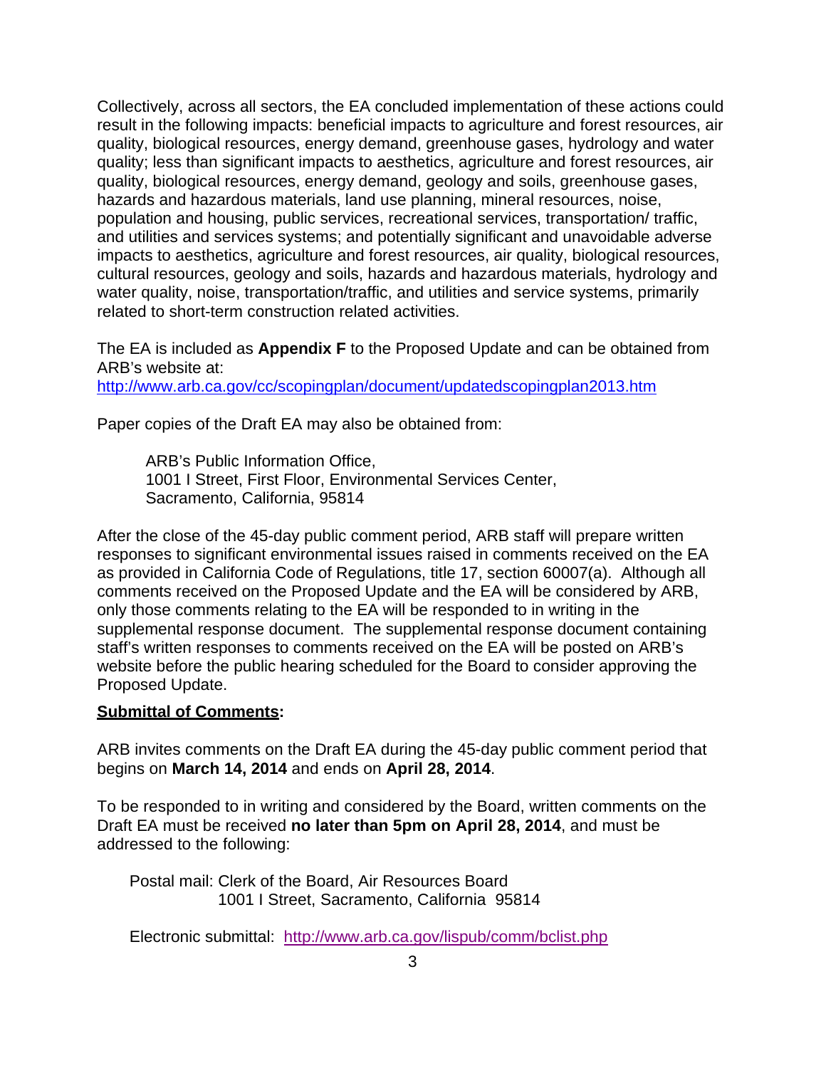Collectively, across all sectors, the EA concluded implementation of these actions could result in the following impacts: beneficial impacts to agriculture and forest resources, air quality, biological resources, energy demand, greenhouse gases, hydrology and water quality; less than significant impacts to aesthetics, agriculture and forest resources, air quality, biological resources, energy demand, geology and soils, greenhouse gases, hazards and hazardous materials, land use planning, mineral resources, noise, population and housing, public services, recreational services, transportation/ traffic, and utilities and services systems; and potentially significant and unavoidable adverse impacts to aesthetics, agriculture and forest resources, air quality, biological resources, cultural resources, geology and soils, hazards and hazardous materials, hydrology and water quality, noise, transportation/traffic, and utilities and service systems, primarily related to short-term construction related activities.

The EA is included as **Appendix F** to the Proposed Update and can be obtained from ARB's website at:
http://www.arb.ca.gov/cc/scopingplan/document/updatedscopingplan2013.htm

Paper copies of the Draft EA may also be obtained from:

> ARB's Public Information Office,
> 1001 I Street, First Floor, Environmental Services Center,
> Sacramento, California, 95814

After the close of the 45-day public comment period, ARB staff will prepare written responses to significant environmental issues raised in comments received on the EA as provided in California Code of Regulations, title 17, section 60007(a). Although all comments received on the Proposed Update and the EA will be considered by ARB, only those comments relating to the EA will be responded to in writing in the supplemental response document. The supplemental response document containing staff's written responses to comments received on the EA will be posted on ARB's website before the public hearing scheduled for the Board to consider approving the Proposed Update.

**Submittal of Comments:**

ARB invites comments on the Draft EA during the 45-day public comment period that begins on **March 14, 2014** and ends on **April 28, 2014**.

To be responded to in writing and considered by the Board, written comments on the Draft EA must be received **no later than 5pm on April 28, 2014**, and must be addressed to the following:

> Postal mail: Clerk of the Board, Air Resources Board
> 1001 I Street, Sacramento, California 95814
>
> Electronic submittal: http://www.arb.ca.gov/lispub/comm/bclist.php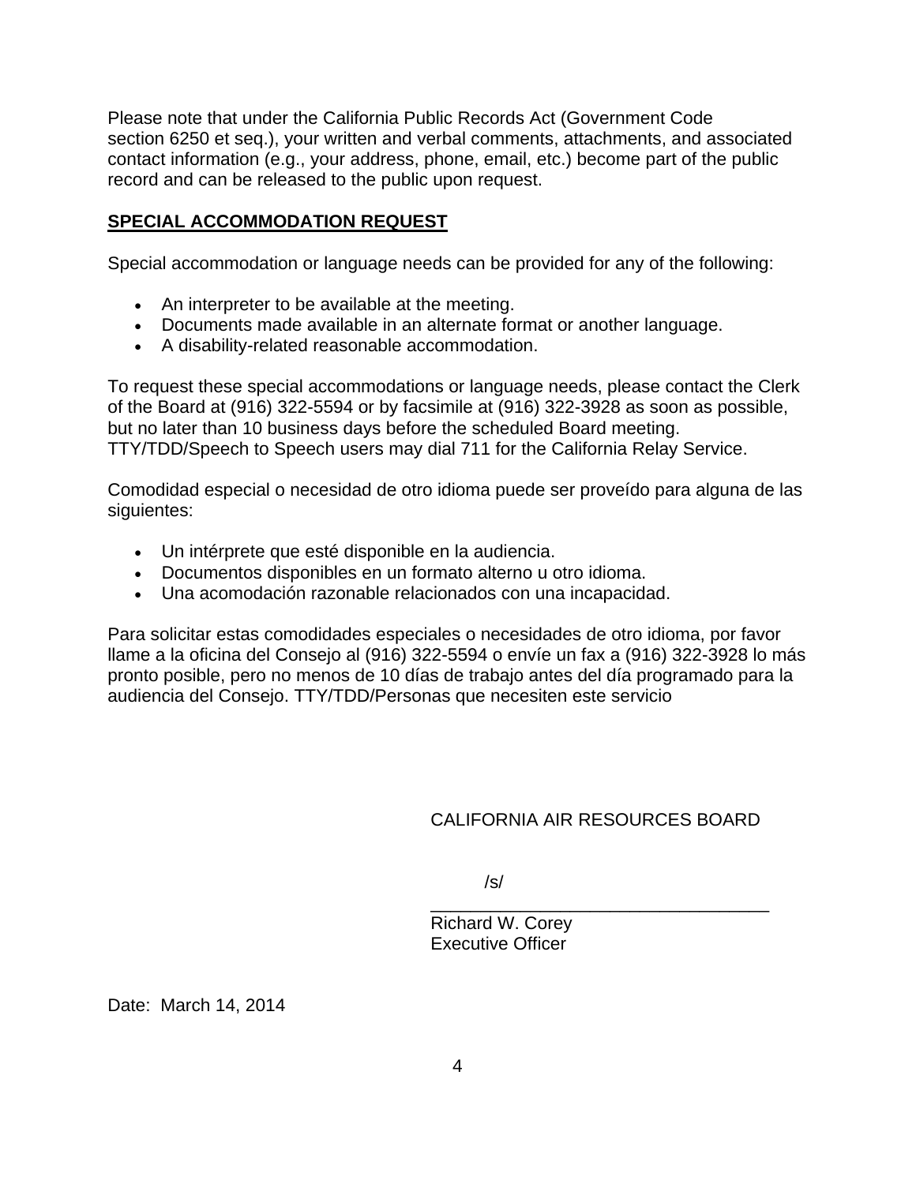Please note that under the California Public Records Act (Government Code section 6250 et seq.), your written and verbal comments, attachments, and associated contact information (e.g., your address, phone, email, etc.) become part of the public record and can be released to the public upon request.

**SPECIAL ACCOMMODATION REQUEST**

Special accommodation or language needs can be provided for any of the following:

- An interpreter to be available at the meeting.
- Documents made available in an alternate format or another language.
- A disability-related reasonable accommodation.

To request these special accommodations or language needs, please contact the Clerk of the Board at (916) 322-5594 or by facsimile at (916) 322-3928 as soon as possible, but no later than 10 business days before the scheduled Board meeting. TTY/TDD/Speech to Speech users may dial 711 for the California Relay Service.

Comodidad especial o necesidad de otro idioma puede ser proveído para alguna de las siguientes:

- Un intérprete que esté disponible en la audiencia.
- Documentos disponibles en un formato alterno u otro idioma.
- Una acomodación razonable relacionados con una incapacidad.

Para solicitar estas comodidades especiales o necesidades de otro idioma, por favor llame a la oficina del Consejo al (916) 322-5594 o envíe un fax a (916) 322-3928 lo más pronto posible, pero no menos de 10 días de trabajo antes del día programado para la audiencia del Consejo. TTY/TDD/Personas que necesiten este servicio

CALIFORNIA AIR RESOURCES BOARD

/s/

___________________________________

Richard W. Corey
Executive Officer

Date: March 14, 2014